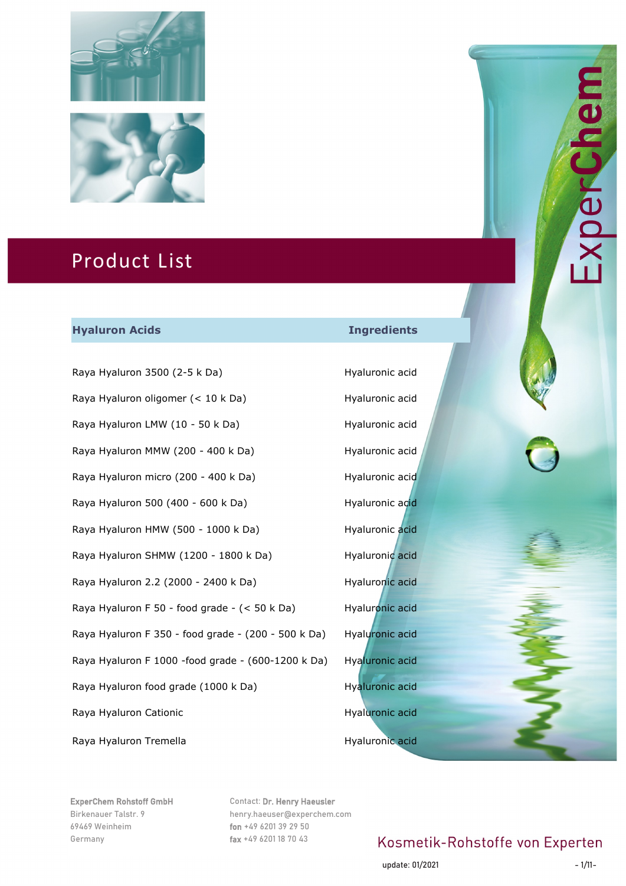# Product List

| Hyaluron Acids | Ingredients |
|---|---|
| Raya Hyaluron 3500 (2-5 k Da) | Hyaluronic acid |
| Raya Hyaluron oligomer (< 10 k Da) | Hyaluronic acid |
| Raya Hyaluron LMW (10 - 50 k Da) | Hyaluronic acid |
| Raya Hyaluron MMW (200 - 400 k Da) | Hyaluronic acid |
| Raya Hyaluron micro (200 - 400 k Da) | Hyaluronic acid |
| Raya Hyaluron 500 (400 - 600 k Da) | Hyaluronic acid |
| Raya Hyaluron HMW (500 - 1000 k Da) | Hyaluronic acid |
| Raya Hyaluron SHMW (1200 - 1800 k Da) | Hyaluronic acid |
| Raya Hyaluron 2.2 (2000 - 2400 k Da) | Hyaluronic acid |
| Raya Hyaluron F 50 - food grade - (< 50 k Da) | Hyaluronic acid |
| Raya Hyaluron F 350 - food grade - (200 - 500 k Da) | Hyaluronic acid |
| Raya Hyaluron F 1000 -food grade - (600-1200 k Da) | Hyaluronic acid |
| Raya Hyaluron food grade (1000 k Da) | Hyaluronic acid |
| Raya Hyaluron Cationic | Hyaluronic acid |
| Raya Hyaluron Tremella | Hyaluronic acid |

**ExperChem Rohstoff GmbH**
Birkenauer Talstr. 9
69469 Weinheim
Germany

Contact: **Dr. Henry Haeusler**
henry.haeuser@experchem.com
**fon** +49 6201 39 29 50
**fax** +49 6201 18 70 43

Kosmetik-Rohstoffe von Experten

update: 01/2021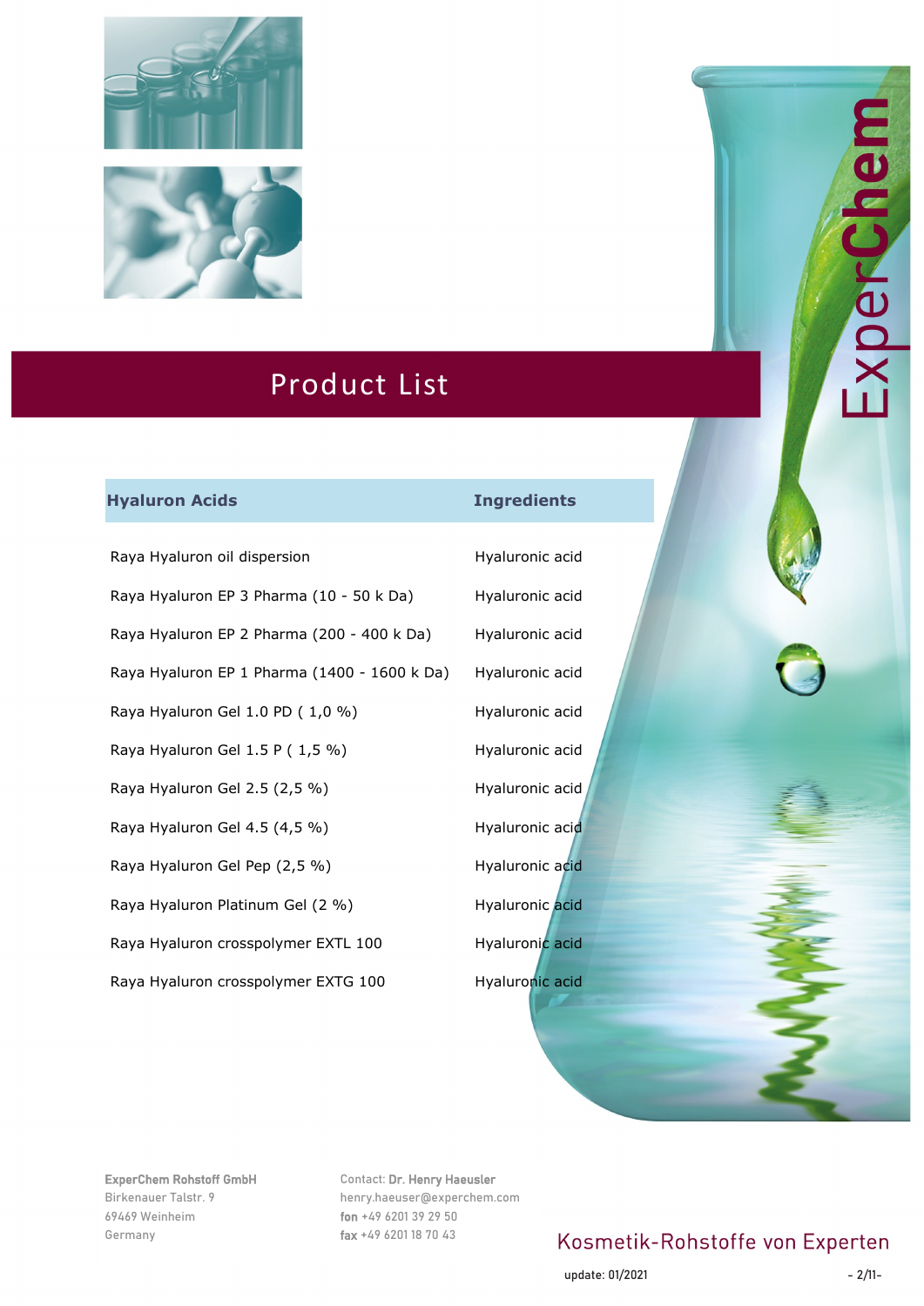# Product List

| Hyaluron Acids | Ingredients |
| --- | --- |
| Raya Hyaluron oil dispersion | Hyaluronic acid |
| Raya Hyaluron EP 3 Pharma (10 - 50 k Da) | Hyaluronic acid |
| Raya Hyaluron EP 2 Pharma (200 - 400 k Da) | Hyaluronic acid |
| Raya Hyaluron EP 1 Pharma (1400 - 1600 k Da) | Hyaluronic acid |
| Raya Hyaluron Gel 1.0 PD ( 1,0 %) | Hyaluronic acid |
| Raya Hyaluron Gel 1.5 P ( 1,5 %) | Hyaluronic acid |
| Raya Hyaluron Gel 2.5 (2,5 %) | Hyaluronic acid |
| Raya Hyaluron Gel 4.5 (4,5 %) | Hyaluronic acid |
| Raya Hyaluron Gel Pep (2,5 %) | Hyaluronic acid |
| Raya Hyaluron Platinum Gel (2 %) | Hyaluronic acid |
| Raya Hyaluron crosspolymer EXTL 100 | Hyaluronic acid |
| Raya Hyaluron crosspolymer EXTG 100 | Hyaluronic acid |

**ExperChem Rohstoff GmbH**
Birkenauer Talstr. 9
69469 Weinheim
Germany

Contact: **Dr. Henry Haeusler**
henry.haeuser@experchem.com
**fon** +49 6201 39 29 50
**fax** +49 6201 18 70 43

Kosmetik-Rohstoffe von Experten

update: 01/2021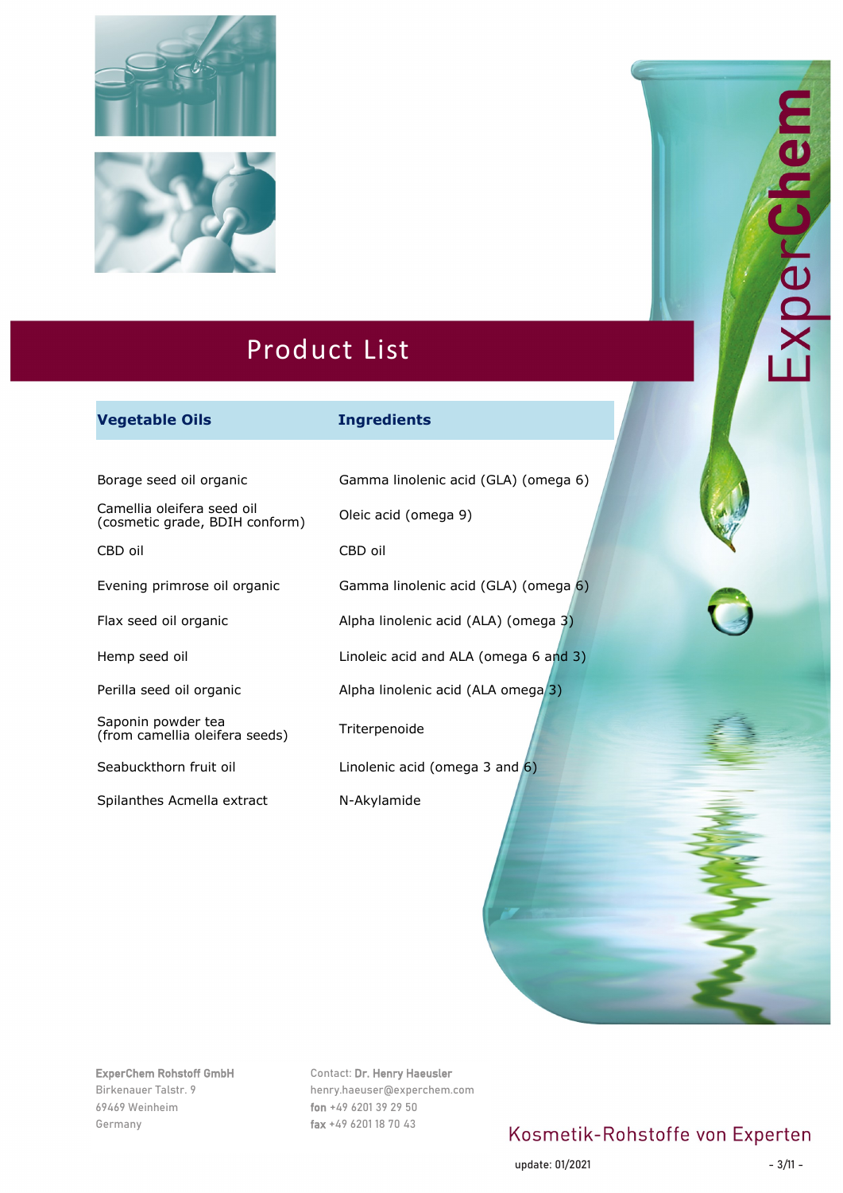# Product List

| Vegetable Oils | Ingredients |
|---|---|
| Borage seed oil organic | Gamma linolenic acid (GLA) (omega 6) |
| Camellia oleifera seed oil (cosmetic grade, BDIH conform) | Oleic acid (omega 9) |
| CBD oil | CBD oil |
| Evening primrose oil organic | Gamma linolenic acid (GLA) (omega 6) |
| Flax seed oil organic | Alpha linolenic acid (ALA) (omega 3) |
| Hemp seed oil | Linoleic acid and ALA (omega 6 and 3) |
| Perilla seed oil organic | Alpha linolenic acid (ALA omega 3) |
| Saponin powder tea (from camellia oleifera seeds) | Triterpenoide |
| Seabuckthorn fruit oil | Linolenic acid (omega 3 and 6) |
| Spilanthes Acmella extract | N-Akylamide |

**ExperChem Rohstoff GmbH**
Birkenauer Talstr. 9
69469 Weinheim
Germany

Contact: **Dr. Henry Haeusler**
henry.haeuser@experchem.com
**fon** +49 6201 39 29 50
**fax** +49 6201 18 70 43

Kosmetik-Rohstoffe von Experten

update: 01/2021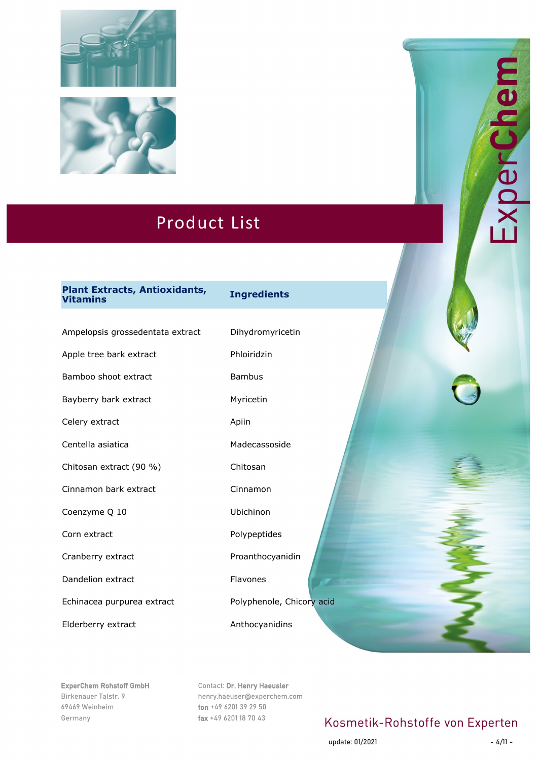# Product List

| Plant Extracts, Antioxidants, Vitamins | Ingredients |
|---|---|
| Ampelopsis grossedentata extract | Dihydromyricetin |
| Apple tree bark extract | Phloiridzin |
| Bamboo shoot extract | Bambus |
| Bayberry bark extract | Myricetin |
| Celery extract | Apiin |
| Centella asiatica | Madecassoside |
| Chitosan extract (90 %) | Chitosan |
| Cinnamon bark extract | Cinnamon |
| Coenzyme Q 10 | Ubichinon |
| Corn extract | Polypeptides |
| Cranberry extract | Proanthocyanidin |
| Dandelion extract | Flavones |
| Echinacea purpurea extract | Polyphenole, Chicory acid |
| Elderberry extract | Anthocyanidins |

ExperChem Rohstoff GmbH
Birkenauer Talstr. 9
69469 Weinheim
Germany

Contact: **Dr. Henry Haeusler**
henry.haeuser@experchem.com
**fon** +49 6201 39 29 50
**fax** +49 6201 18 70 43

Kosmetik-Rohstoffe von Experten

update: 01/2021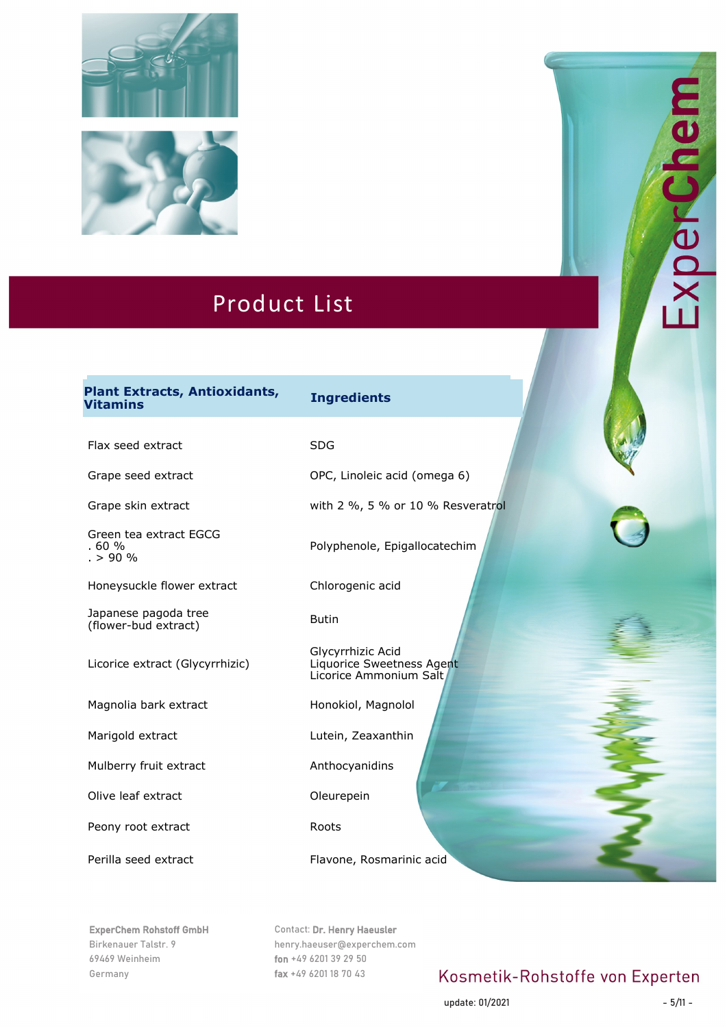# Product List

| Plant Extracts, Antioxidants, Vitamins | Ingredients |
|---|---|
| Flax seed extract | SDG |
| Grape seed extract | OPC, Linoleic acid (omega 6) |
| Grape skin extract | with 2 %, 5 % or 10 % Resveratrol |
| Green tea extract EGCG<br>. 60 %<br>. > 90 % | Polyphenole, Epigallocatechim |
| Honeysuckle flower extract | Chlorogenic acid |
| Japanese pagoda tree (flower-bud extract) | Butin |
| Licorice extract (Glycyrrhizic) | Glycyrrhizic Acid<br>Liquorice Sweetness Agent<br>Licorice Ammonium Salt |
| Magnolia bark extract | Honokiol, Magnolol |
| Marigold extract | Lutein, Zeaxanthin |
| Mulberry fruit extract | Anthocyanidins |
| Olive leaf extract | Oleurepein |
| Peony root extract | Roots |
| Perilla seed extract | Flavone, Rosmarinic acid |

**ExperChem Rohstoff GmbH**
Birkenauer Talstr. 9
69469 Weinheim
Germany

Contact: **Dr. Henry Haeusler**
henry.haeuser@experchem.com
**fon** +49 6201 39 29 50
**fax** +49 6201 18 70 43

Kosmetik-Rohstoffe von Experten

update: 01/2021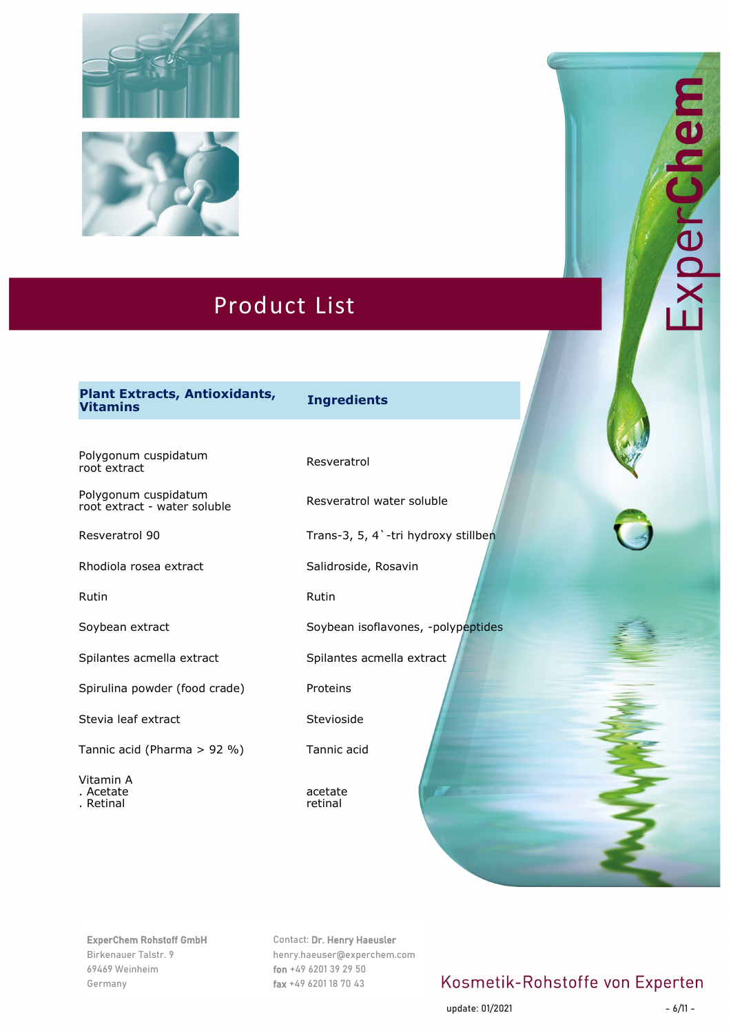# Product List

| Plant Extracts, Antioxidants, Vitamins | Ingredients |
|---|---|
| Polygonum cuspidatum root extract | Resveratrol |
| Polygonum cuspidatum root extract - water soluble | Resveratrol water soluble |
| Resveratrol 90 | Trans-3, 5, 4`-tri hydroxy stillben |
| Rhodiola rosea extract | Salidroside, Rosavin |
| Rutin | Rutin |
| Soybean extract | Soybean isoflavones, -polypeptides |
| Spilantes acmella extract | Spilantes acmella extract |
| Spirulina powder (food crade) | Proteins |
| Stevia leaf extract | Stevioside |
| Tannic acid (Pharma > 92 %) | Tannic acid |
| Vitamin A<br>. Acetate<br>. Retinal | <br>acetate<br>retinal |

ExperChem Rohstoff GmbH
Birkenauer Talstr. 9
69469 Weinheim
Germany

Contact: Dr. Henry Haeusler
henry.haeuser@experchem.com
fon +49 6201 39 29 50
fax +49 6201 18 70 43

Kosmetik-Rohstoffe von Experten

update: 01/2021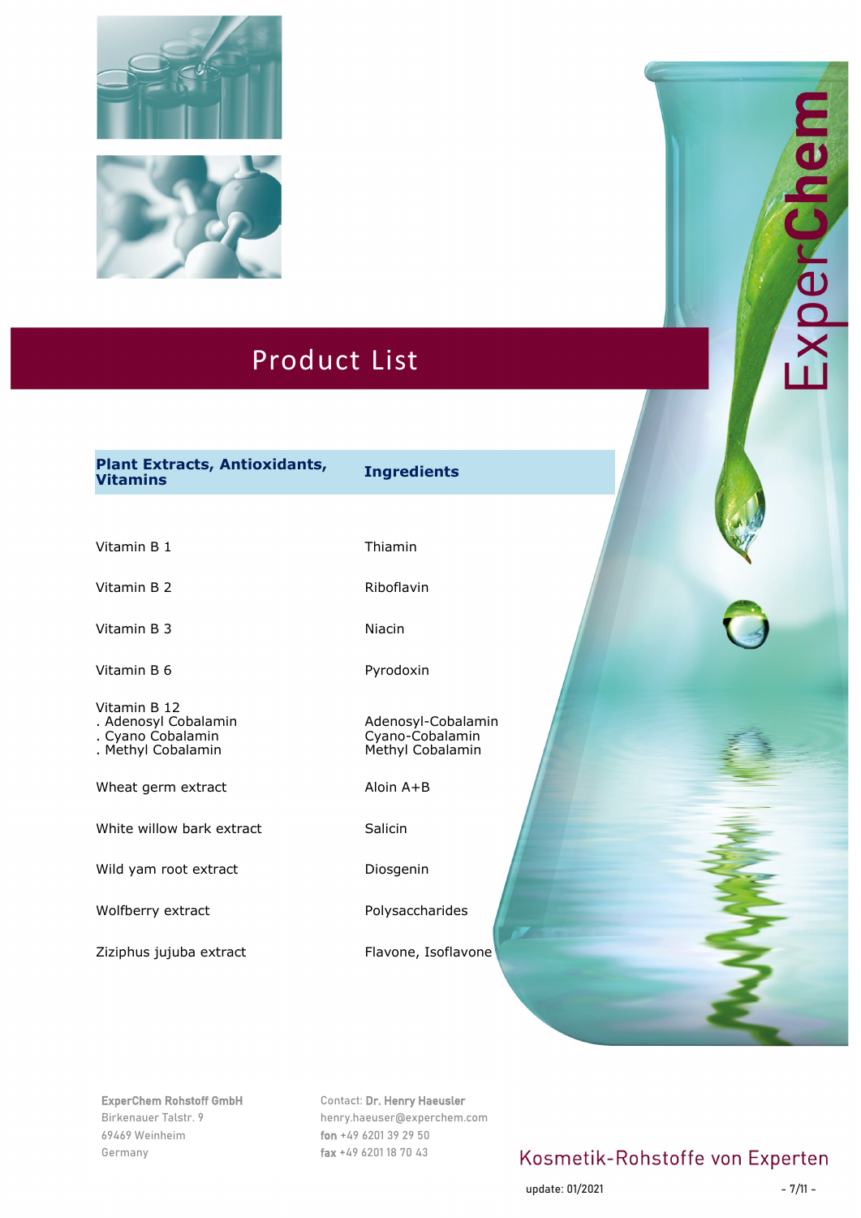# Product List

| Plant Extracts, Antioxidants, Vitamins | Ingredients |
|---|---|
| Vitamin B 1 | Thiamin |
| Vitamin B 2 | Riboflavin |
| Vitamin B 3 | Niacin |
| Vitamin B 6 | Pyrodoxin |
| Vitamin B 12<br>. Adenosyl Cobalamin<br>. Cyano Cobalamin<br>. Methyl Cobalamin | <br>Adenosyl-Cobalamin<br>Cyano-Cobalamin<br>Methyl Cobalamin |
| Wheat germ extract | Aloin A+B |
| White willow bark extract | Salicin |
| Wild yam root extract | Diosgenin |
| Wolfberry extract | Polysaccharides |
| Ziziphus jujuba extract | Flavone, Isoflavone |

**ExperChem Rohstoff GmbH**
Birkenauer Talstr. 9
69469 Weinheim
Germany

Contact: **Dr. Henry Haeusler**
henry.haeuser@experchem.com
**fon** +49 6201 39 29 50
**fax** +49 6201 18 70 43

Kosmetik-Rohstoffe von Experten

update: 01/2021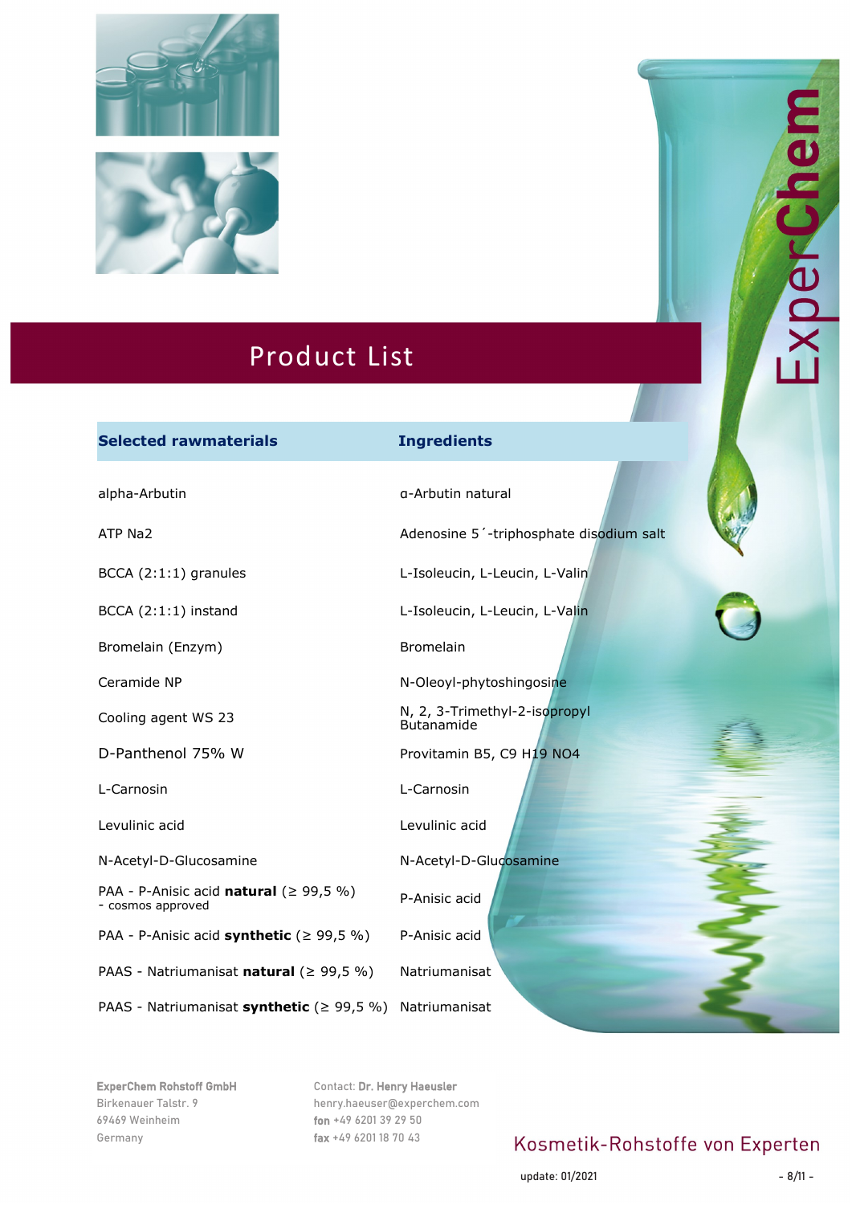# Product List

| Selected rawmaterials | Ingredients |
|---|---|
| alpha-Arbutin | α-Arbutin natural |
| ATP Na2 | Adenosine 5´-triphosphate disodium salt |
| BCCA (2:1:1) granules | L-Isoleucin, L-Leucin, L-Valin |
| BCCA (2:1:1) instand | L-Isoleucin, L-Leucin, L-Valin |
| Bromelain (Enzym) | Bromelain |
| Ceramide NP | N-Oleoyl-phytoshingosine |
| Cooling agent WS 23 | N, 2, 3-Trimethyl-2-isopropyl Butanamide |
| D-Panthenol 75% W | Provitamin B5, C9 H19 NO4 |
| L-Carnosin | L-Carnosin |
| Levulinic acid | Levulinic acid |
| N-Acetyl-D-Glucosamine | N-Acetyl-D-Glucosamine |
| PAA - P-Anisic acid **natural** (≥ 99,5 %) - cosmos approved | P-Anisic acid |
| PAA - P-Anisic acid **synthetic** (≥ 99,5 %) | P-Anisic acid |
| PAAS - Natriumanisat **natural** (≥ 99,5 %) | Natriumanisat |
| PAAS - Natriumanisat **synthetic** (≥ 99,5 %) | Natriumanisat |

ExperChem Rohstoff GmbH
Birkenauer Talstr. 9
69469 Weinheim
Germany

Contact: **Dr. Henry Haeusler**
henry.haeuser@experchem.com
**fon** +49 6201 39 29 50
**fax** +49 6201 18 70 43

Kosmetik-Rohstoffe von Experten

update: 01/2021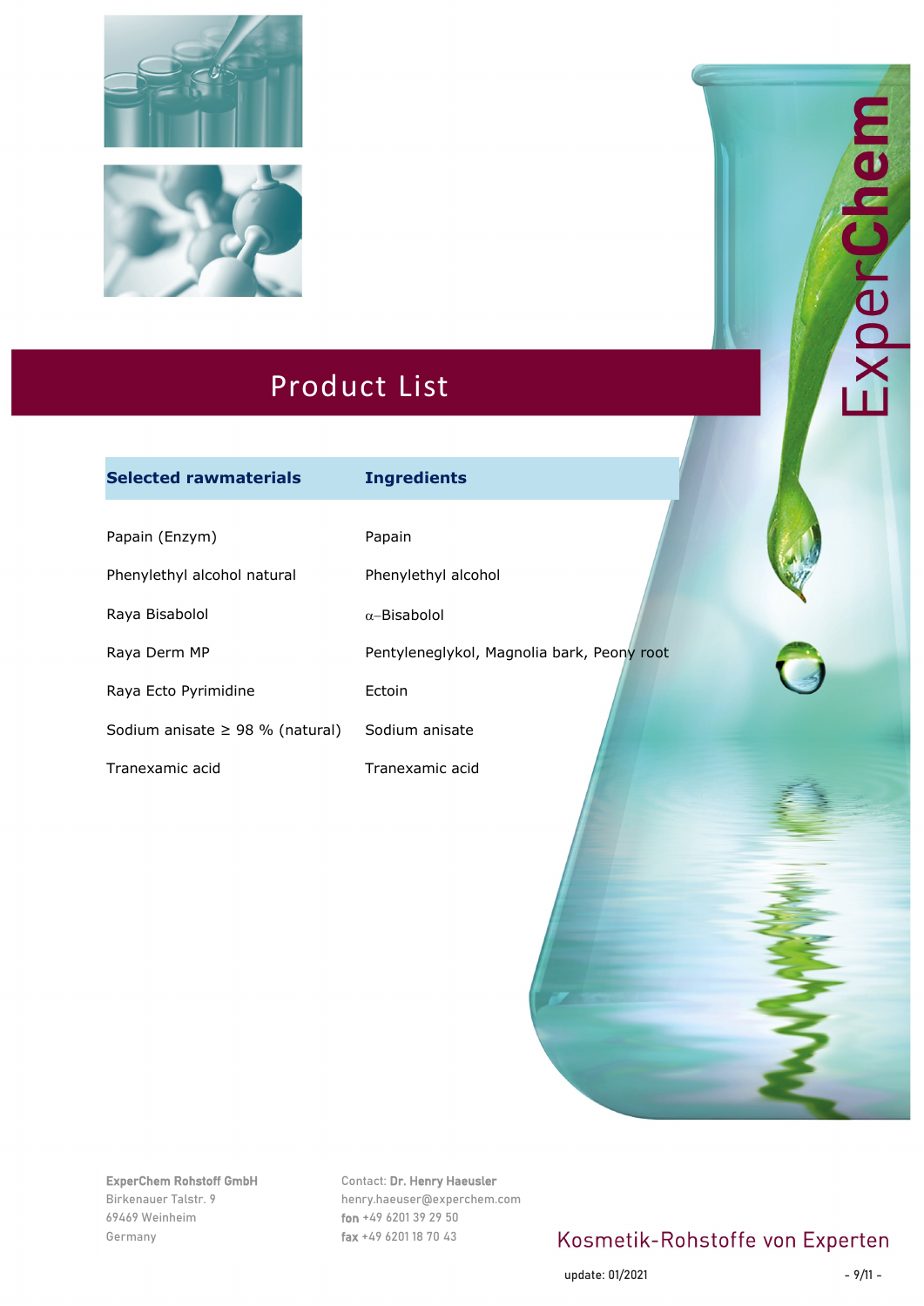# Product List

| Selected rawmaterials | Ingredients |
|---|---|
| Papain (Enzym) | Papain |
| Phenylethyl alcohol natural | Phenylethyl alcohol |
| Raya Bisabolol | $\alpha$–Bisabolol |
| Raya Derm MP | Pentyleneglykol, Magnolia bark, Peony root |
| Raya Ecto Pyrimidine | Ectoin |
| Sodium anisate ≥ 98 % (natural) | Sodium anisate |
| Tranexamic acid | Tranexamic acid |

**ExperChem Rohstoff GmbH**
Birkenauer Talstr. 9
69469 Weinheim
Germany

Contact: **Dr. Henry Haeusler**
henry.haeuser@experchem.com
**fon** +49 6201 39 29 50
**fax** +49 6201 18 70 43

Kosmetik-Rohstoffe von Experten

update: 01/2021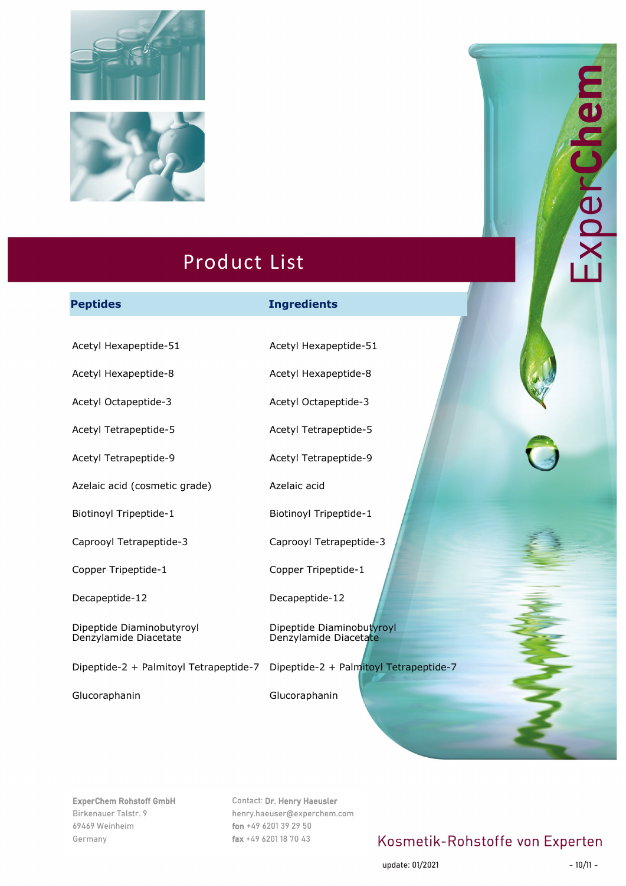ExperChem

# Product List

| Peptides | Ingredients |
|---|---|
| Acetyl Hexapeptide-51 | Acetyl Hexapeptide-51 |
| Acetyl Hexapeptide-8 | Acetyl Hexapeptide-8 |
| Acetyl Octapeptide-3 | Acetyl Octapeptide-3 |
| Acetyl Tetrapeptide-5 | Acetyl Tetrapeptide-5 |
| Acetyl Tetrapeptide-9 | Acetyl Tetrapeptide-9 |
| Azelaic acid (cosmetic grade) | Azelaic acid |
| Biotinoyl Tripeptide-1 | Biotinoyl Tripeptide-1 |
| Caprooyl Tetrapeptide-3 | Caprooyl Tetrapeptide-3 |
| Copper Tripeptide-1 | Copper Tripeptide-1 |
| Decapeptide-12 | Decapeptide-12 |
| Dipeptide Diaminobutyroyl Denzylamide Diacetate | Dipeptide Diaminobutyroyl Denzylamide Diacetate |
| Dipeptide-2 + Palmitoyl Tetrapeptide-7 | Dipeptide-2 + Palmitoyl Tetrapeptide-7 |
| Glucoraphanin | Glucoraphanin |

**ExperChem Rohstoff GmbH**
Birkenauer Talstr. 9
69469 Weinheim
Germany

Contact: **Dr. Henry Haeusler**
henry.haeuser@experchem.com
**fon** +49 6201 39 29 50
**fax** +49 6201 18 70 43

Kosmetik-Rohstoffe von Experten

update: 01/2021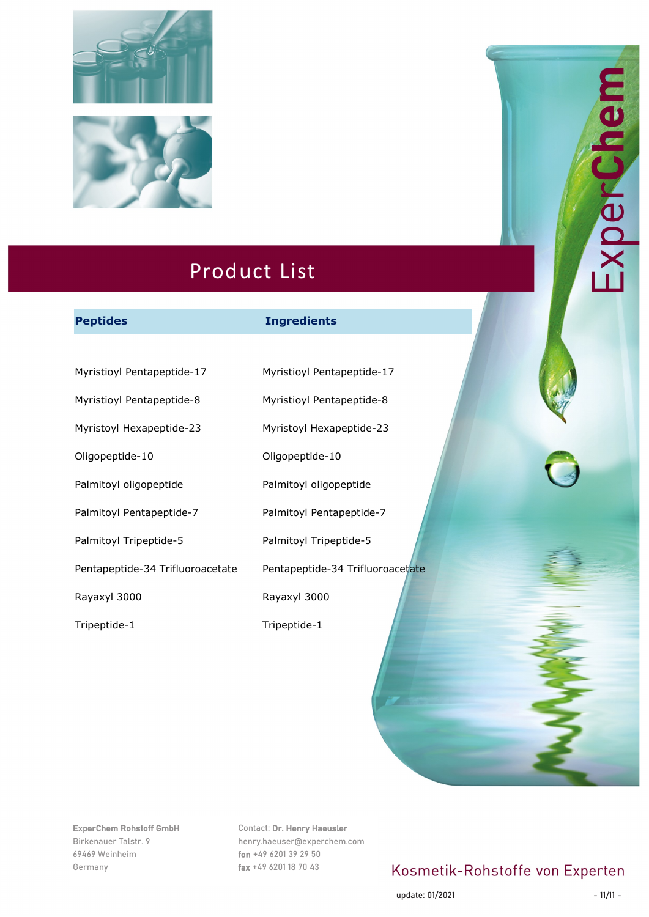# Product List

| Peptides | Ingredients |
| --- | --- |
| Myristioyl Pentapeptide-17 | Myristioyl Pentapeptide-17 |
| Myristioyl Pentapeptide-8 | Myristioyl Pentapeptide-8 |
| Myristoyl Hexapeptide-23 | Myristoyl Hexapeptide-23 |
| Oligopeptide-10 | Oligopeptide-10 |
| Palmitoyl oligopeptide | Palmitoyl oligopeptide |
| Palmitoyl Pentapeptide-7 | Palmitoyl Pentapeptide-7 |
| Palmitoyl Tripeptide-5 | Palmitoyl Tripeptide-5 |
| Pentapeptide-34 Trifluoroacetate | Pentapeptide-34 Trifluoroacetate |
| Rayaxyl 3000 | Rayaxyl 3000 |
| Tripeptide-1 | Tripeptide-1 |

ExperChem

**ExperChem Rohstoff GmbH**
Birkenauer Talstr. 9
69469 Weinheim
Germany

Contact: **Dr. Henry Haeusler**
henry.haeuser@experchem.com
**fon** +49 6201 39 29 50
**fax** +49 6201 18 70 43

Kosmetik-Rohstoffe von Experten

update: 01/2021